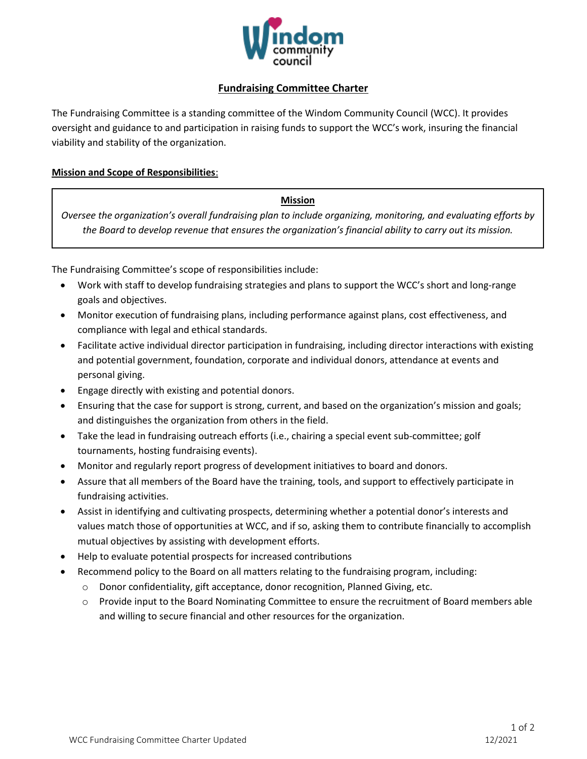# Fundraising Committee Charter

The Fundraising Committee is a standing committee of the Windom Community Council (WCC). It provides oversight and guidance to and participation in raising funds to support the WCC's work, insuring the financial viability and stability of the organization.

## Mission and Scope of Responsibilities:

**Mission**

*Oversee the organization's overall fundraising plan to include organizing, monitoring, and evaluating efforts by the Board to develop revenue that ensures the organization's financial ability to carry out its mission.*

The Fundraising Committee's scope of responsibilities include:

- Work with staff to develop fundraising strategies and plans to support the WCC's short and long-range goals and objectives.
- Monitor execution of fundraising plans, including performance against plans, cost effectiveness, and compliance with legal and ethical standards.
- Facilitate active individual director participation in fundraising, including director interactions with existing and potential government, foundation, corporate and individual donors, attendance at events and personal giving.
- Engage directly with existing and potential donors.
- Ensuring that the case for support is strong, current, and based on the organization's mission and goals; and distinguishes the organization from others in the field.
- Take the lead in fundraising outreach efforts (i.e., chairing a special event sub-committee; golf tournaments, hosting fundraising events).
- Monitor and regularly report progress of development initiatives to board and donors.
- Assure that all members of the Board have the training, tools, and support to effectively participate in fundraising activities.
- Assist in identifying and cultivating prospects, determining whether a potential donor's interests and values match those of opportunities at WCC, and if so, asking them to contribute financially to accomplish mutual objectives by assisting with development efforts.
- Help to evaluate potential prospects for increased contributions
- Recommend policy to the Board on all matters relating to the fundraising program, including:
  - Donor confidentiality, gift acceptance, donor recognition, Planned Giving, etc.
  - Provide input to the Board Nominating Committee to ensure the recruitment of Board members able and willing to secure financial and other resources for the organization.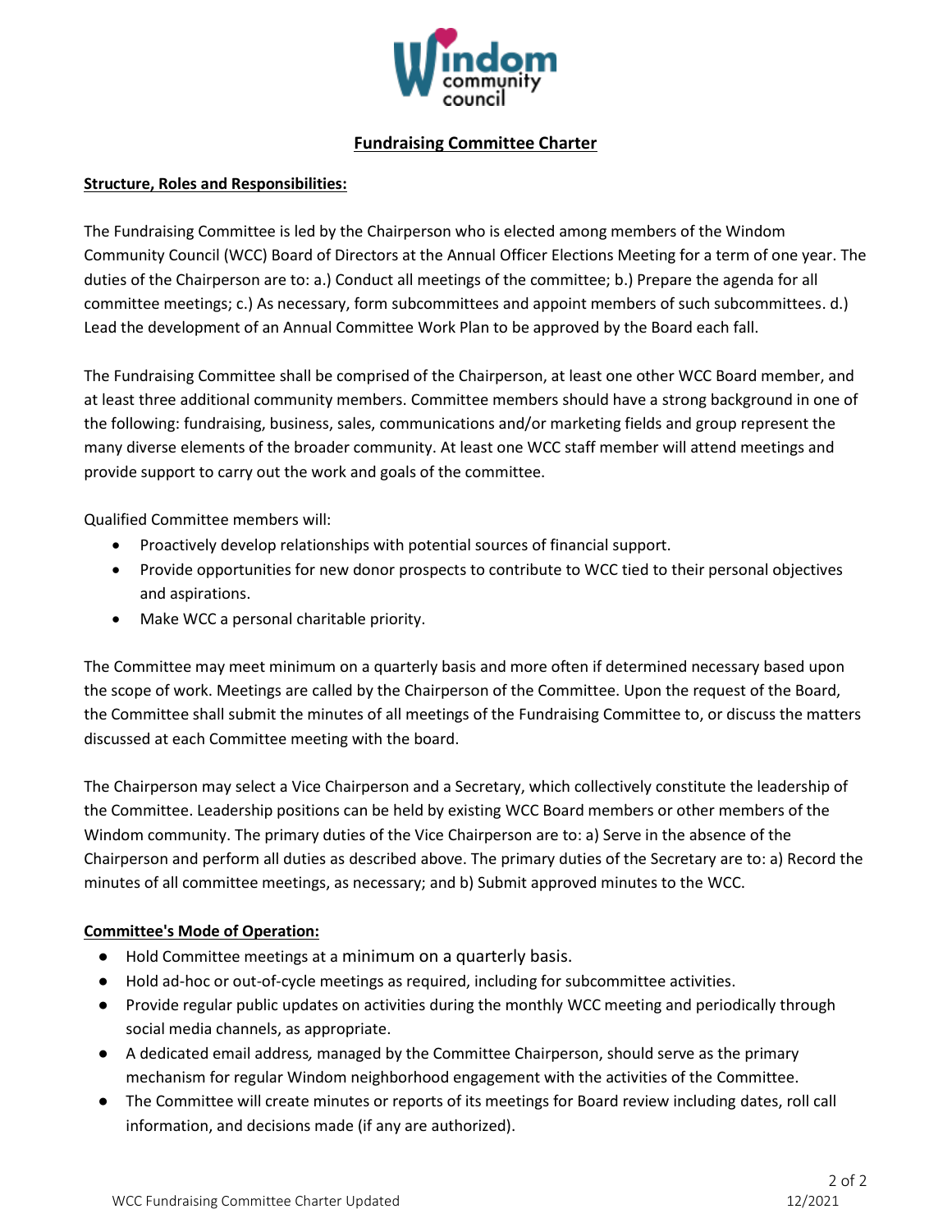## Fundraising Committee Charter

**Structure, Roles and Responsibilities:**

The Fundraising Committee is led by the Chairperson who is elected among members of the Windom Community Council (WCC) Board of Directors at the Annual Officer Elections Meeting for a term of one year. The duties of the Chairperson are to: a.) Conduct all meetings of the committee; b.) Prepare the agenda for all committee meetings; c.) As necessary, form subcommittees and appoint members of such subcommittees. d.) Lead the development of an Annual Committee Work Plan to be approved by the Board each fall.

The Fundraising Committee shall be comprised of the Chairperson, at least one other WCC Board member, and at least three additional community members. Committee members should have a strong background in one of the following: fundraising, business, sales, communications and/or marketing fields and group represent the many diverse elements of the broader community. At least one WCC staff member will attend meetings and provide support to carry out the work and goals of the committee.

Qualified Committee members will:

- Proactively develop relationships with potential sources of financial support.
- Provide opportunities for new donor prospects to contribute to WCC tied to their personal objectives and aspirations.
- Make WCC a personal charitable priority.

The Committee may meet minimum on a quarterly basis and more often if determined necessary based upon the scope of work. Meetings are called by the Chairperson of the Committee. Upon the request of the Board, the Committee shall submit the minutes of all meetings of the Fundraising Committee to, or discuss the matters discussed at each Committee meeting with the board.

The Chairperson may select a Vice Chairperson and a Secretary, which collectively constitute the leadership of the Committee. Leadership positions can be held by existing WCC Board members or other members of the Windom community. The primary duties of the Vice Chairperson are to: a) Serve in the absence of the Chairperson and perform all duties as described above. The primary duties of the Secretary are to: a) Record the minutes of all committee meetings, as necessary; and b) Submit approved minutes to the WCC.

**Committee's Mode of Operation:**

- Hold Committee meetings at a minimum on a quarterly basis.
- Hold ad-hoc or out-of-cycle meetings as required, including for subcommittee activities.
- Provide regular public updates on activities during the monthly WCC meeting and periodically through social media channels, as appropriate.
- A dedicated email address, managed by the Committee Chairperson, should serve as the primary mechanism for regular Windom neighborhood engagement with the activities of the Committee.
- The Committee will create minutes or reports of its meetings for Board review including dates, roll call information, and decisions made (if any are authorized).